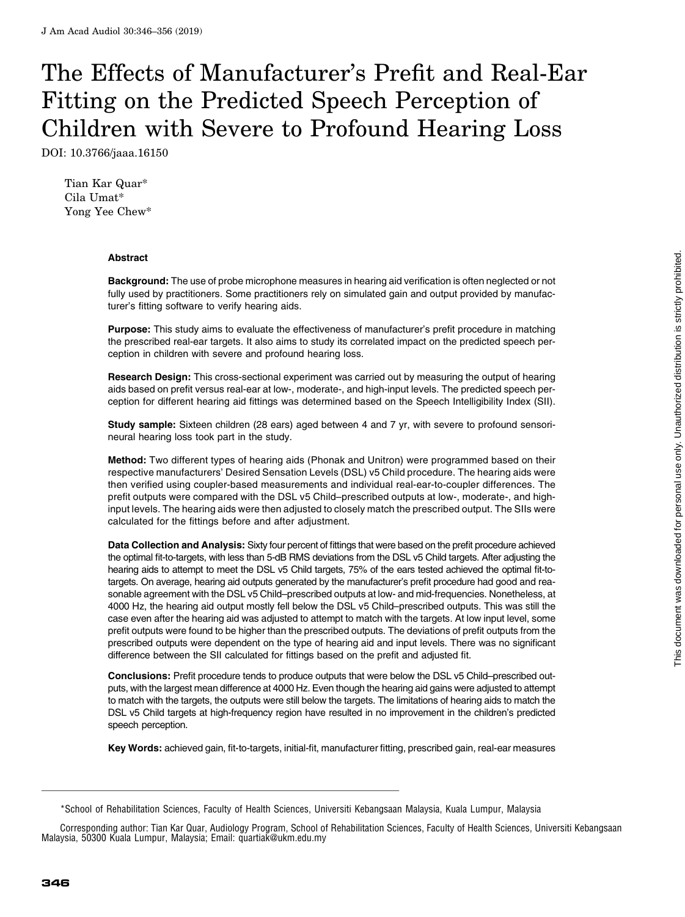# The Effects of Manufacturer's Prefit and Real-Ear Fitting on the Predicted Speech Perception of Children with Severe to Profound Hearing Loss

DOI: 10.3766/jaaa.16150

Tian Kar Quar*
Cila Umat*
Yong Yee Chew*

### Abstract

**Background:** The use of probe microphone measures in hearing aid verification is often neglected or not fully used by practitioners. Some practitioners rely on simulated gain and output provided by manufacturer's fitting software to verify hearing aids.

**Purpose:** This study aims to evaluate the effectiveness of manufacturer's prefit procedure in matching the prescribed real-ear targets. It also aims to study its correlated impact on the predicted speech perception in children with severe and profound hearing loss.

**Research Design:** This cross-sectional experiment was carried out by measuring the output of hearing aids based on prefit versus real-ear at low-, moderate-, and high-input levels. The predicted speech perception for different hearing aid fittings was determined based on the Speech Intelligibility Index (SII).

**Study sample:** Sixteen children (28 ears) aged between 4 and 7 yr, with severe to profound sensorineural hearing loss took part in the study.

**Method:** Two different types of hearing aids (Phonak and Unitron) were programmed based on their respective manufacturers' Desired Sensation Levels (DSL) v5 Child procedure. The hearing aids were then verified using coupler-based measurements and individual real-ear-to-coupler differences. The prefit outputs were compared with the DSL v5 Child–prescribed outputs at low-, moderate-, and high-input levels. The hearing aids were then adjusted to closely match the prescribed output. The SIIs were calculated for the fittings before and after adjustment.

**Data Collection and Analysis:** Sixty four percent of fittings that were based on the prefit procedure achieved the optimal fit-to-targets, with less than 5-dB RMS deviations from the DSL v5 Child targets. After adjusting the hearing aids to attempt to meet the DSL v5 Child targets, 75% of the ears tested achieved the optimal fit-to-targets. On average, hearing aid outputs generated by the manufacturer's prefit procedure had good and reasonable agreement with the DSL v5 Child–prescribed outputs at low- and mid-frequencies. Nonetheless, at 4000 Hz, the hearing aid output mostly fell below the DSL v5 Child–prescribed outputs. This was still the case even after the hearing aid was adjusted to attempt to match with the targets. At low input level, some prefit outputs were found to be higher than the prescribed outputs. The deviations of prefit outputs from the prescribed outputs were dependent on the type of hearing aid and input levels. There was no significant difference between the SII calculated for fittings based on the prefit and adjusted fit.

**Conclusions:** Prefit procedure tends to produce outputs that were below the DSL v5 Child–prescribed outputs, with the largest mean difference at 4000 Hz. Even though the hearing aid gains were adjusted to attempt to match with the targets, the outputs were still below the targets. The limitations of hearing aids to match the DSL v5 Child targets at high-frequency region have resulted in no improvement in the children's predicted speech perception.

**Key Words:** achieved gain, fit-to-targets, initial-fit, manufacturer fitting, prescribed gain, real-ear measures

---

*School of Rehabilitation Sciences, Faculty of Health Sciences, Universiti Kebangsaan Malaysia, Kuala Lumpur, Malaysia

Corresponding author: Tian Kar Quar, Audiology Program, School of Rehabilitation Sciences, Faculty of Health Sciences, Universiti Kebangsaan Malaysia, 50300 Kuala Lumpur, Malaysia; Email: quartiak@ukm.edu.my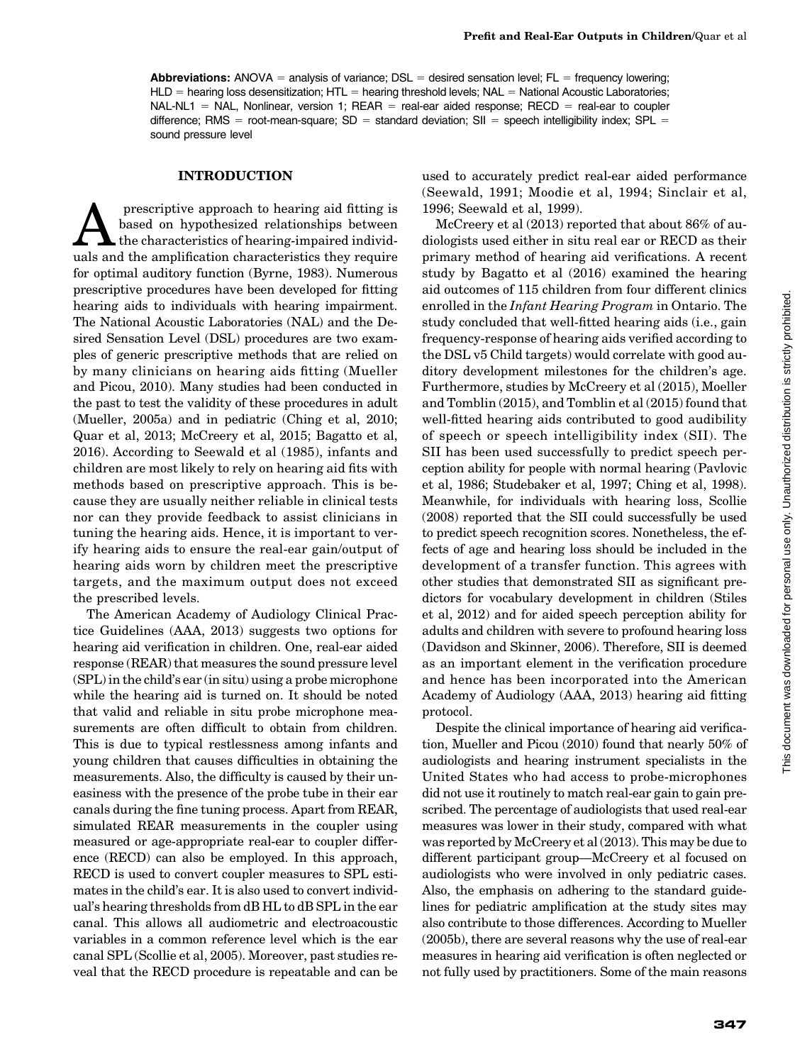**Abbreviations:** ANOVA = analysis of variance; DSL = desired sensation level; FL = frequency lowering; HLD = hearing loss desensitization; HTL = hearing threshold levels; NAL = National Acoustic Laboratories; NAL-NL1 = NAL, Nonlinear, version 1; REAR = real-ear aided response; RECD = real-ear to coupler difference; RMS = root-mean-square; SD = standard deviation; SII = speech intelligibility index; SPL = sound pressure level

## INTRODUCTION

A prescriptive approach to hearing aid fitting is based on hypothesized relationships between the characteristics of hearing-impaired individuals and the amplification characteristics they require for optimal auditory function (Byrne, 1983). Numerous prescriptive procedures have been developed for fitting hearing aids to individuals with hearing impairment. The National Acoustic Laboratories (NAL) and the Desired Sensation Level (DSL) procedures are two examples of generic prescriptive methods that are relied on by many clinicians on hearing aids fitting (Mueller and Picou, 2010). Many studies had been conducted in the past to test the validity of these procedures in adult (Mueller, 2005a) and in pediatric (Ching et al, 2010; Quar et al, 2013; McCreery et al, 2015; Bagatto et al, 2016). According to Seewald et al (1985), infants and children are most likely to rely on hearing aid fits with methods based on prescriptive approach. This is because they are usually neither reliable in clinical tests nor can they provide feedback to assist clinicians in tuning the hearing aids. Hence, it is important to verify hearing aids to ensure the real-ear gain/output of hearing aids worn by children meet the prescriptive targets, and the maximum output does not exceed the prescribed levels.

The American Academy of Audiology Clinical Practice Guidelines (AAA, 2013) suggests two options for hearing aid verification in children. One, real-ear aided response (REAR) that measures the sound pressure level (SPL) in the child's ear (in situ) using a probe microphone while the hearing aid is turned on. It should be noted that valid and reliable in situ probe microphone measurements are often difficult to obtain from children. This is due to typical restlessness among infants and young children that causes difficulties in obtaining the measurements. Also, the difficulty is caused by their uneasiness with the presence of the probe tube in their ear canals during the fine tuning process. Apart from REAR, simulated REAR measurements in the coupler using measured or age-appropriate real-ear to coupler difference (RECD) can also be employed. In this approach, RECD is used to convert coupler measures to SPL estimates in the child's ear. It is also used to convert individual's hearing thresholds from dB HL to dB SPL in the ear canal. This allows all audiometric and electroacoustic variables in a common reference level which is the ear canal SPL (Scollie et al, 2005). Moreover, past studies reveal that the RECD procedure is repeatable and can be used to accurately predict real-ear aided performance (Seewald, 1991; Moodie et al, 1994; Sinclair et al, 1996; Seewald et al, 1999).

McCreery et al (2013) reported that about 86% of audiologists used either in situ real ear or RECD as their primary method of hearing aid verifications. A recent study by Bagatto et al (2016) examined the hearing aid outcomes of 115 children from four different clinics enrolled in the *Infant Hearing Program* in Ontario. The study concluded that well-fitted hearing aids (i.e., gain frequency-response of hearing aids verified according to the DSL v5 Child targets) would correlate with good auditory development milestones for the children's age. Furthermore, studies by McCreery et al (2015), Moeller and Tomblin (2015), and Tomblin et al (2015) found that well-fitted hearing aids contributed to good audibility of speech or speech intelligibility index (SII). The SII has been used successfully to predict speech perception ability for people with normal hearing (Pavlovic et al, 1986; Studebaker et al, 1997; Ching et al, 1998). Meanwhile, for individuals with hearing loss, Scollie (2008) reported that the SII could successfully be used to predict speech recognition scores. Nonetheless, the effects of age and hearing loss should be included in the development of a transfer function. This agrees with other studies that demonstrated SII as significant predictors for vocabulary development in children (Stiles et al, 2012) and for aided speech perception ability for adults and children with severe to profound hearing loss (Davidson and Skinner, 2006). Therefore, SII is deemed as an important element in the verification procedure and hence has been incorporated into the American Academy of Audiology (AAA, 2013) hearing aid fitting protocol.

Despite the clinical importance of hearing aid verification, Mueller and Picou (2010) found that nearly 50% of audiologists and hearing instrument specialists in the United States who had access to probe-microphones did not use it routinely to match real-ear gain to gain prescribed. The percentage of audiologists that used real-ear measures was lower in their study, compared with what was reported by McCreery et al (2013). This may be due to different participant group—McCreery et al focused on audiologists who were involved in only pediatric cases. Also, the emphasis on adhering to the standard guidelines for pediatric amplification at the study sites may also contribute to those differences. According to Mueller (2005b), there are several reasons why the use of real-ear measures in hearing aid verification is often neglected or not fully used by practitioners. Some of the main reasons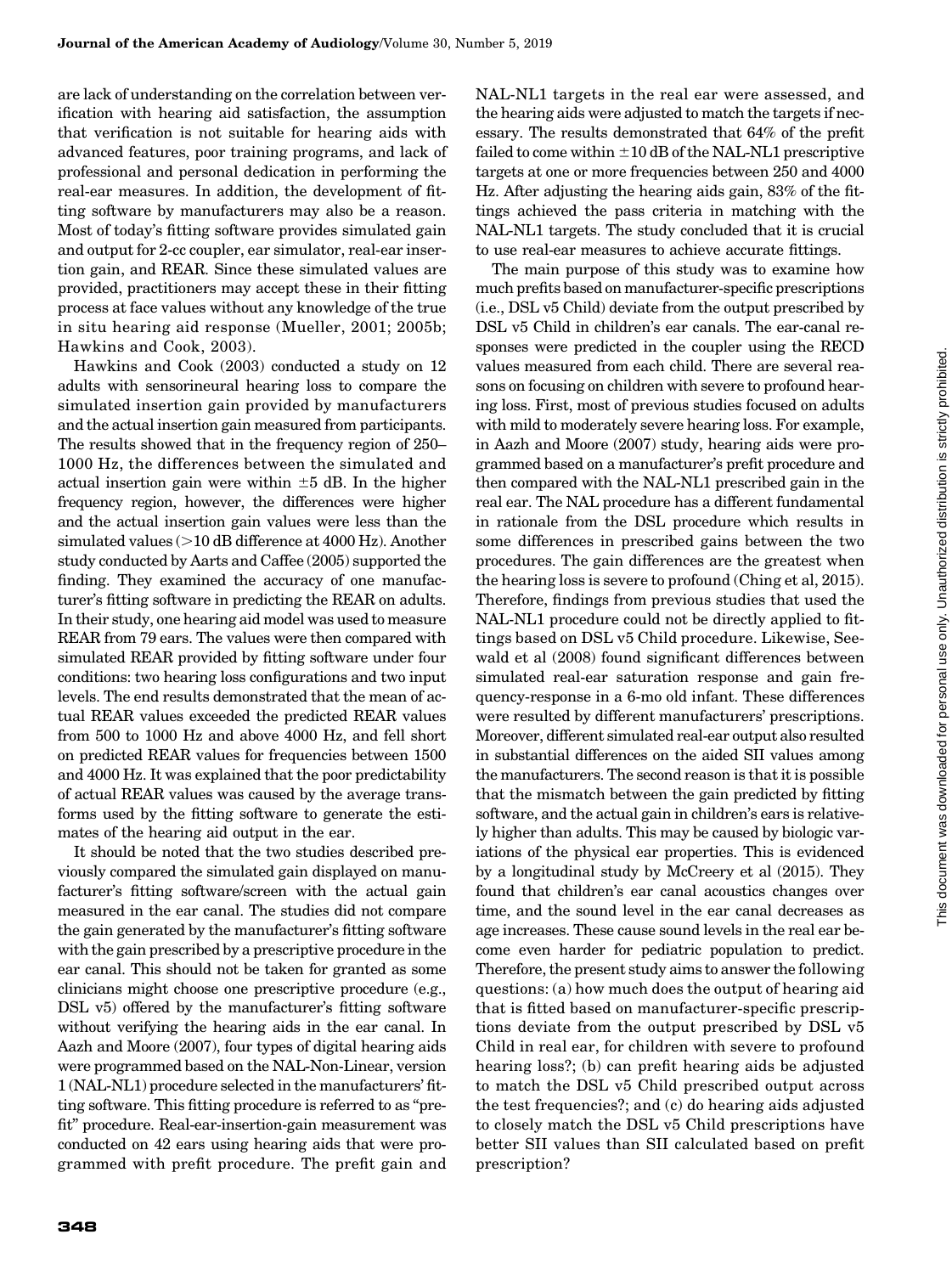are lack of understanding on the correlation between verification with hearing aid satisfaction, the assumption that verification is not suitable for hearing aids with advanced features, poor training programs, and lack of professional and personal dedication in performing the real-ear measures. In addition, the development of fitting software by manufacturers may also be a reason. Most of today's fitting software provides simulated gain and output for 2-cc coupler, ear simulator, real-ear insertion gain, and REAR. Since these simulated values are provided, practitioners may accept these in their fitting process at face values without any knowledge of the true in situ hearing aid response (Mueller, 2001; 2005b; Hawkins and Cook, 2003).

Hawkins and Cook (2003) conducted a study on 12 adults with sensorineural hearing loss to compare the simulated insertion gain provided by manufacturers and the actual insertion gain measured from participants. The results showed that in the frequency region of 250–1000 Hz, the differences between the simulated and actual insertion gain were within ±5 dB. In the higher frequency region, however, the differences were higher and the actual insertion gain values were less than the simulated values (>10 dB difference at 4000 Hz). Another study conducted by Aarts and Caffee (2005) supported the finding. They examined the accuracy of one manufacturer's fitting software in predicting the REAR on adults. In their study, one hearing aid model was used to measure REAR from 79 ears. The values were then compared with simulated REAR provided by fitting software under four conditions: two hearing loss configurations and two input levels. The end results demonstrated that the mean of actual REAR values exceeded the predicted REAR values from 500 to 1000 Hz and above 4000 Hz, and fell short on predicted REAR values for frequencies between 1500 and 4000 Hz. It was explained that the poor predictability of actual REAR values was caused by the average transforms used by the fitting software to generate the estimates of the hearing aid output in the ear.

It should be noted that the two studies described previously compared the simulated gain displayed on manufacturer's fitting software/screen with the actual gain measured in the ear canal. The studies did not compare the gain generated by the manufacturer's fitting software with the gain prescribed by a prescriptive procedure in the ear canal. This should not be taken for granted as some clinicians might choose one prescriptive procedure (e.g., DSL v5) offered by the manufacturer's fitting software without verifying the hearing aids in the ear canal. In Aazh and Moore (2007), four types of digital hearing aids were programmed based on the NAL-Non-Linear, version 1 (NAL-NL1) procedure selected in the manufacturers' fitting software. This fitting procedure is referred to as "prefit" procedure. Real-ear-insertion-gain measurement was conducted on 42 ears using hearing aids that were programmed with prefit procedure. The prefit gain and NAL-NL1 targets in the real ear were assessed, and the hearing aids were adjusted to match the targets if necessary. The results demonstrated that 64% of the prefit failed to come within ±10 dB of the NAL-NL1 prescriptive targets at one or more frequencies between 250 and 4000 Hz. After adjusting the hearing aids gain, 83% of the fittings achieved the pass criteria in matching with the NAL-NL1 targets. The study concluded that it is crucial to use real-ear measures to achieve accurate fittings.

The main purpose of this study was to examine how much prefits based on manufacturer-specific prescriptions (i.e., DSL v5 Child) deviate from the output prescribed by DSL v5 Child in children's ear canals. The ear-canal responses were predicted in the coupler using the RECD values measured from each child. There are several reasons on focusing on children with severe to profound hearing loss. First, most of previous studies focused on adults with mild to moderately severe hearing loss. For example, in Aazh and Moore (2007) study, hearing aids were programmed based on a manufacturer's prefit procedure and then compared with the NAL-NL1 prescribed gain in the real ear. The NAL procedure has a different fundamental in rationale from the DSL procedure which results in some differences in prescribed gains between the two procedures. The gain differences are the greatest when the hearing loss is severe to profound (Ching et al, 2015). Therefore, findings from previous studies that used the NAL-NL1 procedure could not be directly applied to fittings based on DSL v5 Child procedure. Likewise, Seewald et al (2008) found significant differences between simulated real-ear saturation response and gain frequency-response in a 6-mo old infant. These differences were resulted by different manufacturers' prescriptions. Moreover, different simulated real-ear output also resulted in substantial differences on the aided SII values among the manufacturers. The second reason is that it is possible that the mismatch between the gain predicted by fitting software, and the actual gain in children's ears is relatively higher than adults. This may be caused by biologic variations of the physical ear properties. This is evidenced by a longitudinal study by McCreery et al (2015). They found that children's ear canal acoustics changes over time, and the sound level in the ear canal decreases as age increases. These cause sound levels in the real ear become even harder for pediatric population to predict. Therefore, the present study aims to answer the following questions: (a) how much does the output of hearing aid that is fitted based on manufacturer-specific prescriptions deviate from the output prescribed by DSL v5 Child in real ear, for children with severe to profound hearing loss?; (b) can prefit hearing aids be adjusted to match the DSL v5 Child prescribed output across the test frequencies?; and (c) do hearing aids adjusted to closely match the DSL v5 Child prescriptions have better SII values than SII calculated based on prefit prescription?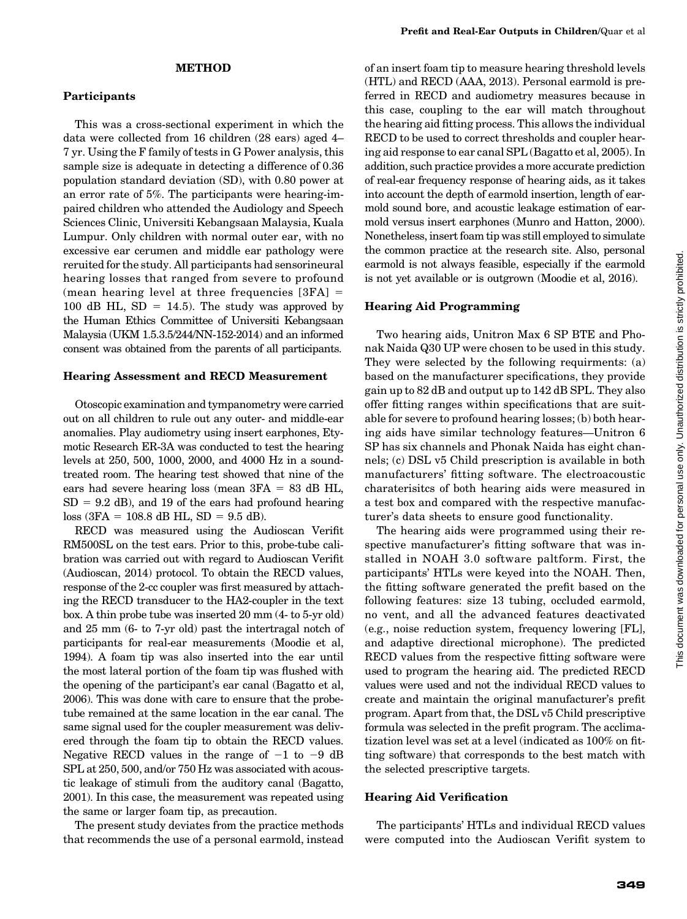## METHOD

### Participants

This was a cross-sectional experiment in which the data were collected from 16 children (28 ears) aged 4–7 yr. Using the F family of tests in G Power analysis, this sample size is adequate in detecting a difference of 0.36 population standard deviation (SD), with 0.80 power at an error rate of 5%. The participants were hearing-impaired children who attended the Audiology and Speech Sciences Clinic, Universiti Kebangsaan Malaysia, Kuala Lumpur. Only children with normal outer ear, with no excessive ear cerumen and middle ear pathology were reruited for the study. All participants had sensorineural hearing losses that ranged from severe to profound (mean hearing level at three frequencies [3FA] = 100 dB HL, SD = 14.5). The study was approved by the Human Ethics Committee of Universiti Kebangsaan Malaysia (UKM 1.5.3.5/244/NN-152-2014) and an informed consent was obtained from the parents of all participants.

### Hearing Assessment and RECD Measurement

Otoscopic examination and tympanometry were carried out on all children to rule out any outer- and middle-ear anomalies. Play audiometry using insert earphones, Etymotic Research ER-3A was conducted to test the hearing levels at 250, 500, 1000, 2000, and 4000 Hz in a sound-treated room. The hearing test showed that nine of the ears had severe hearing loss (mean 3FA = 83 dB HL, SD = 9.2 dB), and 19 of the ears had profound hearing loss (3FA = 108.8 dB HL, SD = 9.5 dB).

RECD was measured using the Audioscan Verifit RM500SL on the test ears. Prior to this, probe-tube calibration was carried out with regard to Audioscan Verifit (Audioscan, 2014) protocol. To obtain the RECD values, response of the 2-cc coupler was first measured by attaching the RECD transducer to the HA2-coupler in the text box. A thin probe tube was inserted 20 mm (4- to 5-yr old) and 25 mm (6- to 7-yr old) past the intertragal notch of participants for real-ear measurements (Moodie et al, 1994). A foam tip was also inserted into the ear until the most lateral portion of the foam tip was flushed with the opening of the participant's ear canal (Bagatto et al, 2006). This was done with care to ensure that the probe-tube remained at the same location in the ear canal. The same signal used for the coupler measurement was delivered through the foam tip to obtain the RECD values. Negative RECD values in the range of −1 to −9 dB SPL at 250, 500, and/or 750 Hz was associated with acoustic leakage of stimuli from the auditory canal (Bagatto, 2001). In this case, the measurement was repeated using the same or larger foam tip, as precaution.

The present study deviates from the practice methods that recommends the use of a personal earmold, instead of an insert foam tip to measure hearing threshold levels (HTL) and RECD (AAA, 2013). Personal earmold is preferred in RECD and audiometry measures because in this case, coupling to the ear will match throughout the hearing aid fitting process. This allows the individual RECD to be used to correct thresholds and coupler hearing aid response to ear canal SPL (Bagatto et al, 2005). In addition, such practice provides a more accurate prediction of real-ear frequency response of hearing aids, as it takes into account the depth of earmold insertion, length of earmold sound bore, and acoustic leakage estimation of earmold versus insert earphones (Munro and Hatton, 2000). Nonetheless, insert foam tip was still employed to simulate the common practice at the research site. Also, personal earmold is not always feasible, especially if the earmold is not yet available or is outgrown (Moodie et al, 2016).

### Hearing Aid Programming

Two hearing aids, Unitron Max 6 SP BTE and Phonak Naida Q30 UP were chosen to be used in this study. They were selected by the following requirments: (a) based on the manufacturer specifications, they provide gain up to 82 dB and output up to 142 dB SPL. They also offer fitting ranges within specifications that are suitable for severe to profound hearing losses; (b) both hearing aids have similar technology features—Unitron 6 SP has six channels and Phonak Naida has eight channels; (c) DSL v5 Child prescription is available in both manufacturers' fitting software. The electroacoustic charateristics of both hearing aids were measured in a test box and compared with the respective manufacturer's data sheets to ensure good functionality.

The hearing aids were programmed using their respective manufacturer's fitting software that was installed in NOAH 3.0 software paltform. First, the participants' HTLs were keyed into the NOAH. Then, the fitting software generated the prefit based on the following features: size 13 tubing, occluded earmold, no vent, and all the advanced features deactivated (e.g., noise reduction system, frequency lowering [FL], and adaptive directional microphone). The predicted RECD values from the respective fitting software were used to program the hearing aid. The predicted RECD values were used and not the individual RECD values to create and maintain the original manufacturer's prefit program. Apart from that, the DSL v5 Child prescriptive formula was selected in the prefit program. The acclimatization level was set at a level (indicated as 100% on fitting software) that corresponds to the best match with the selected prescriptive targets.

### Hearing Aid Verification

The participants' HTLs and individual RECD values were computed into the Audioscan Verifit system to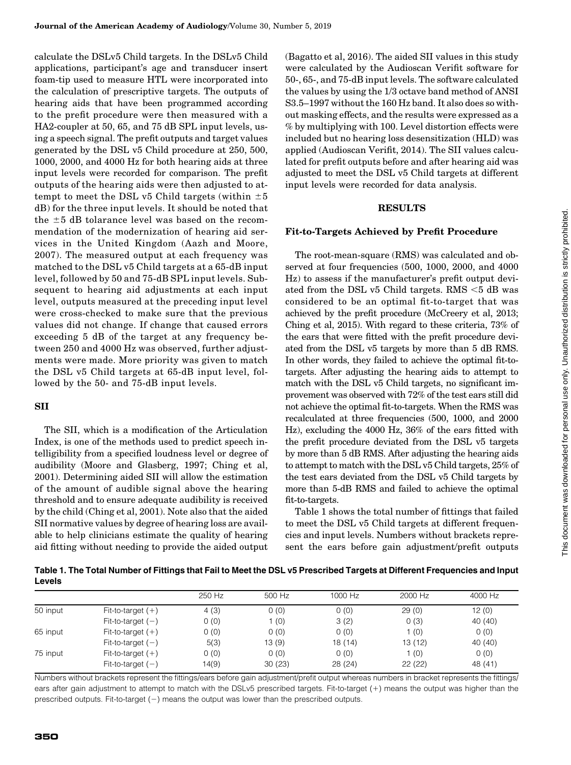calculate the DSLv5 Child targets. In the DSLv5 Child applications, participant's age and transducer insert foam-tip used to measure HTL were incorporated into the calculation of prescriptive targets. The outputs of hearing aids that have been programmed according to the prefit procedure were then measured with a HA2-coupler at 50, 65, and 75 dB SPL input levels, using a speech signal. The prefit outputs and target values generated by the DSL v5 Child procedure at 250, 500, 1000, 2000, and 4000 Hz for both hearing aids at three input levels were recorded for comparison. The prefit outputs of the hearing aids were then adjusted to attempt to meet the DSL v5 Child targets (within ±5 dB) for the three input levels. It should be noted that the ±5 dB tolarance level was based on the recommendation of the modernization of hearing aid services in the United Kingdom (Aazh and Moore, 2007). The measured output at each frequency was matched to the DSL v5 Child targets at a 65-dB input level, followed by 50 and 75-dB SPL input levels. Subsequent to hearing aid adjustments at each input level, outputs measured at the preceding input level were cross-checked to make sure that the previous values did not change. If change that caused errors exceeding 5 dB of the target at any frequency between 250 and 4000 Hz was observed, further adjustments were made. More priority was given to match the DSL v5 Child targets at 65-dB input level, followed by the 50- and 75-dB input levels.

### SII

The SII, which is a modification of the Articulation Index, is one of the methods used to predict speech intelligibility from a specified loudness level or degree of audibility (Moore and Glasberg, 1997; Ching et al, 2001). Determining aided SII will allow the estimation of the amount of audible signal above the hearing threshold and to ensure adequate audibility is received by the child (Ching et al, 2001). Note also that the aided SII normative values by degree of hearing loss are available to help clinicians estimate the quality of hearing aid fitting without needing to provide the aided output (Bagatto et al, 2016). The aided SII values in this study were calculated by the Audioscan Verifit software for 50-, 65-, and 75-dB input levels. The software calculated the values by using the 1/3 octave band method of ANSI S3.5–1997 without the 160 Hz band. It also does so without masking effects, and the results were expressed as a % by multiplying with 100. Level distortion effects were included but no hearing loss desensitization (HLD) was applied (Audioscan Verifit, 2014). The SII values calculated for prefit outputs before and after hearing aid was adjusted to meet the DSL v5 Child targets at different input levels were recorded for data analysis.

## RESULTS

### Fit-to-Targets Achieved by Prefit Procedure

The root-mean-square (RMS) was calculated and observed at four frequencies (500, 1000, 2000, and 4000 Hz) to assess if the manufacturer's prefit output deviated from the DSL v5 Child targets. RMS <5 dB was considered to be an optimal fit-to-target that was achieved by the prefit procedure (McCreery et al, 2013; Ching et al, 2015). With regard to these criteria, 73% of the ears that were fitted with the prefit procedure deviated from the DSL v5 targets by more than 5 dB RMS. In other words, they failed to achieve the optimal fit-to-targets. After adjusting the hearing aids to attempt to match with the DSL v5 Child targets, no significant improvement was observed with 72% of the test ears still did not achieve the optimal fit-to-targets. When the RMS was recalculated at three frequencies (500, 1000, and 2000 Hz), excluding the 4000 Hz, 36% of the ears fitted with the prefit procedure deviated from the DSL v5 targets by more than 5 dB RMS. After adjusting the hearing aids to attempt to match with the DSL v5 Child targets, 25% of the test ears deviated from the DSL v5 Child targets by more than 5-dB RMS and failed to achieve the optimal fit-to-targets.

Table 1 shows the total number of fittings that failed to meet the DSL v5 Child targets at different frequencies and input levels. Numbers without brackets represent the ears before gain adjustment/prefit outputs

**Table 1. The Total Number of Fittings that Fail to Meet the DSL v5 Prescribed Targets at Different Frequencies and Input Levels**

| | | 250 Hz | 500 Hz | 1000 Hz | 2000 Hz | 4000 Hz |
|---|---|---|---|---|---|---|
| 50 input | Fit-to-target (+) | 4 (3) | 0 (0) | 0 (0) | 29 (0) | 12 (0) |
| | Fit-to-target (−) | 0 (0) | 1 (0) | 3 (2) | 0 (3) | 40 (40) |
| 65 input | Fit-to-target (+) | 0 (0) | 0 (0) | 0 (0) | 1 (0) | 0 (0) |
| | Fit-to-target (−) | 5(3) | 13 (9) | 18 (14) | 13 (12) | 40 (40) |
| 75 input | Fit-to-target (+) | 0 (0) | 0 (0) | 0 (0) | 1 (0) | 0 (0) |
| | Fit-to-target (−) | 14(9) | 30 (23) | 28 (24) | 22 (22) | 48 (41) |

Numbers without brackets represent the fittings/ears before gain adjustment/prefit output whereas numbers in bracket represents the fittings/ears after gain adjustment to attempt to match with the DSLv5 prescribed targets. Fit-to-target (+) means the output was higher than the prescribed outputs. Fit-to-target (−) means the output was lower than the prescribed outputs.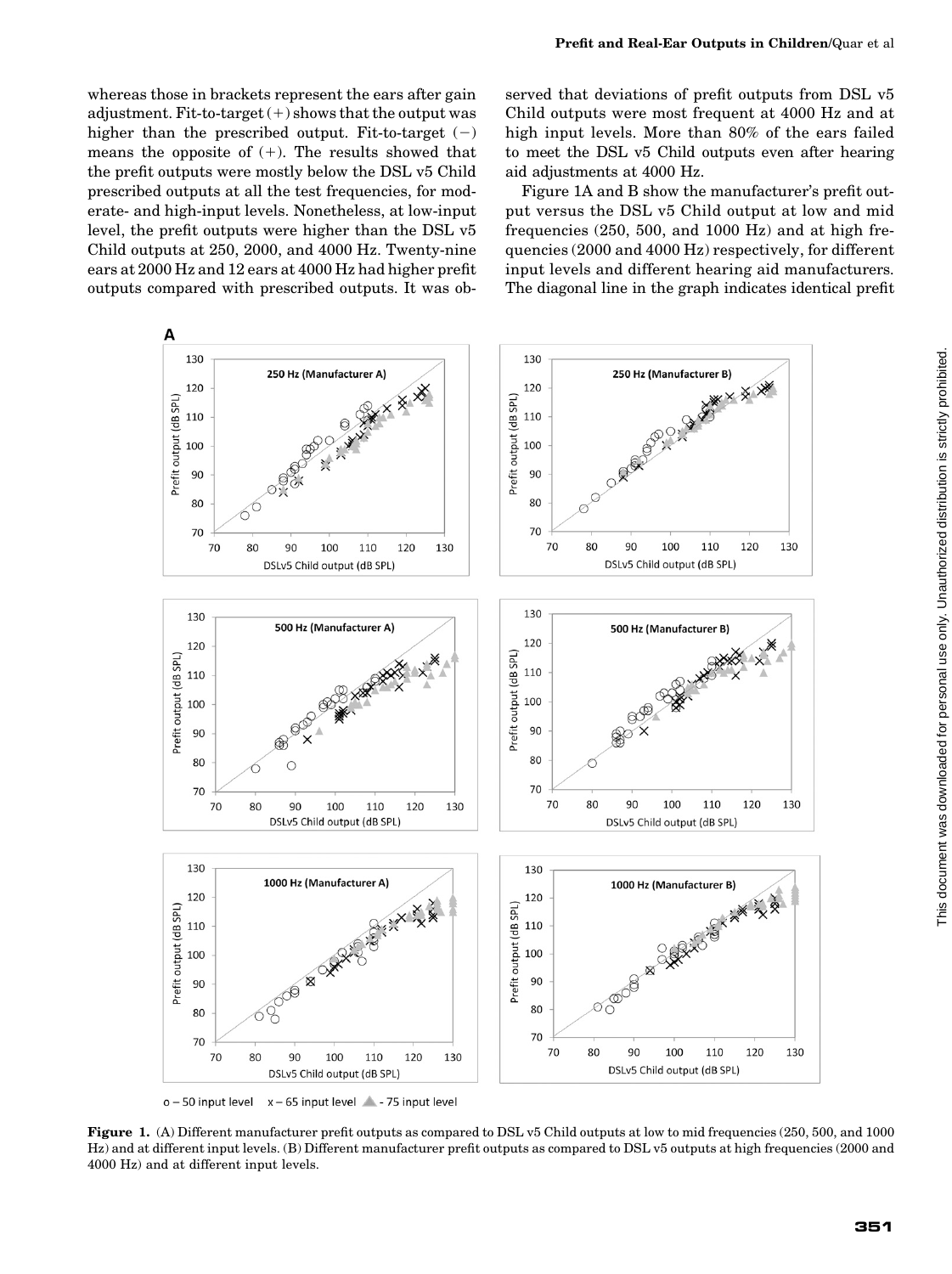whereas those in brackets represent the ears after gain adjustment. Fit-to-target (+) shows that the output was higher than the prescribed output. Fit-to-target (−) means the opposite of (+). The results showed that the prefit outputs were mostly below the DSL v5 Child prescribed outputs at all the test frequencies, for moderate- and high-input levels. Nonetheless, at low-input level, the prefit outputs were higher than the DSL v5 Child outputs at 250, 2000, and 4000 Hz. Twenty-nine ears at 2000 Hz and 12 ears at 4000 Hz had higher prefit outputs compared with prescribed outputs. It was observed that deviations of prefit outputs from DSL v5 Child outputs were most frequent at 4000 Hz and at high input levels. More than 80% of the ears failed to meet the DSL v5 Child outputs even after hearing aid adjustments at 4000 Hz.

Figure 1A and B show the manufacturer's prefit output versus the DSL v5 Child output at low and mid frequencies (250, 500, and 1000 Hz) and at high frequencies (2000 and 4000 Hz) respectively, for different input levels and different hearing aid manufacturers. The diagonal line in the graph indicates identical prefit

**Figure 1.** (A) Different manufacturer prefit outputs as compared to DSL v5 Child outputs at low to mid frequencies (250, 500, and 1000 Hz) and at different input levels. (B) Different manufacturer prefit outputs as compared to DSL v5 outputs at high frequencies (2000 and 4000 Hz) and at different input levels.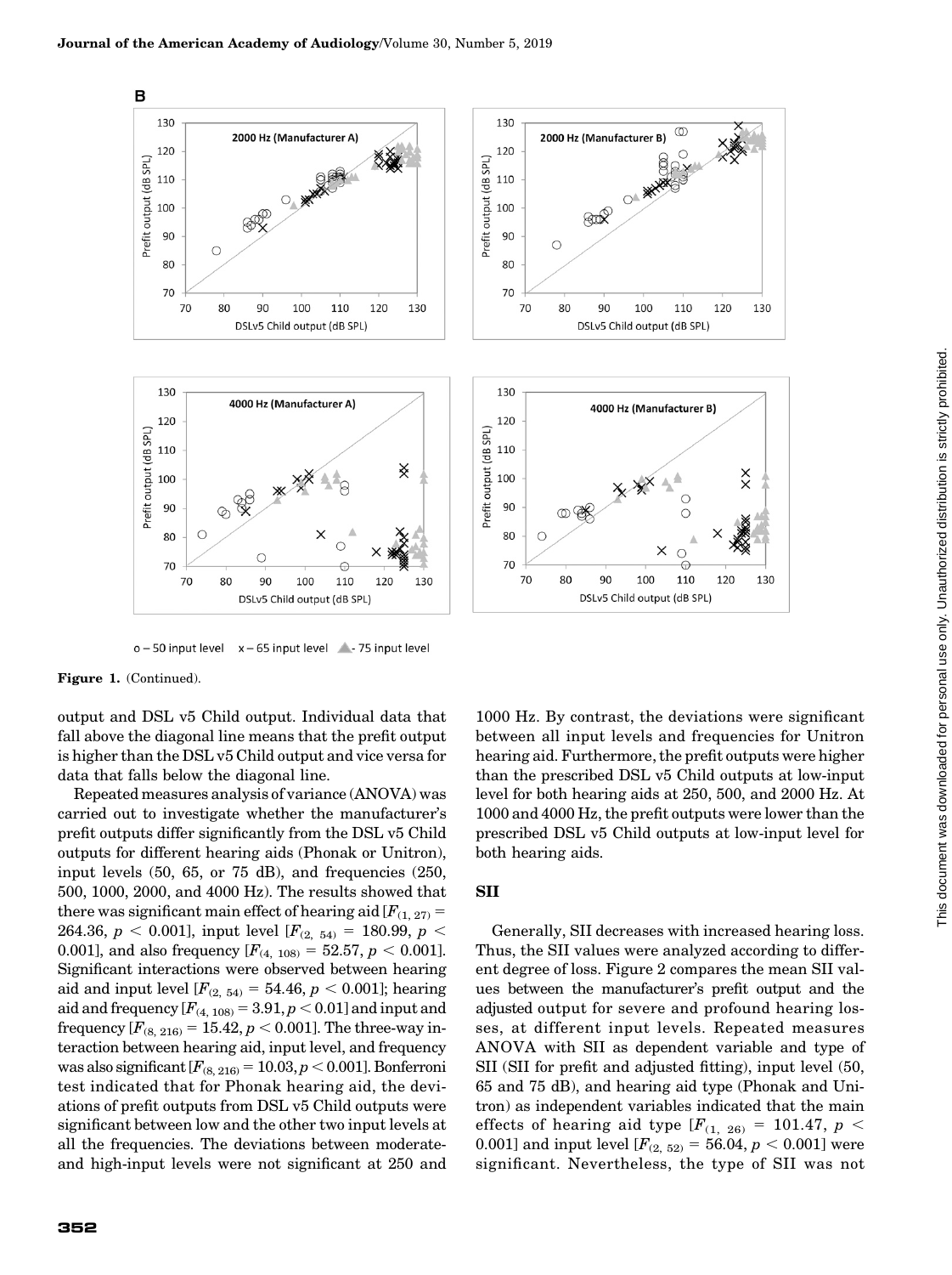**B**

o – 50 input level   x – 65 input level   ▲ - 75 input level

**Figure 1.** (Continued).

output and DSL v5 Child output. Individual data that fall above the diagonal line means that the prefit output is higher than the DSL v5 Child output and vice versa for data that falls below the diagonal line.

Repeated measures analysis of variance (ANOVA) was carried out to investigate whether the manufacturer's prefit outputs differ significantly from the DSL v5 Child outputs for different hearing aids (Phonak or Unitron), input levels (50, 65, or 75 dB), and frequencies (250, 500, 1000, 2000, and 4000 Hz). The results showed that there was significant main effect of hearing aid [$F_{(1, 27)} = 264.36$, $p < 0.001$], input level [$F_{(2, 54)} = 180.99$, $p < 0.001$], and also frequency [$F_{(4, 108)} = 52.57$, $p < 0.001$]. Significant interactions were observed between hearing aid and input level [$F_{(2, 54)} = 54.46$, $p < 0.001$]; hearing aid and frequency [$F_{(4, 108)} = 3.91$, $p < 0.01$] and input and frequency [$F_{(8, 216)} = 15.42$, $p < 0.001$]. The three-way interaction between hearing aid, input level, and frequency was also significant [$F_{(8, 216)} = 10.03$, $p < 0.001$]. Bonferroni test indicated that for Phonak hearing aid, the deviations of prefit outputs from DSL v5 Child outputs were significant between low and the other two input levels at all the frequencies. The deviations between moderate- and high-input levels were not significant at 250 and 1000 Hz. By contrast, the deviations were significant between all input levels and frequencies for Unitron hearing aid. Furthermore, the prefit outputs were higher than the prescribed DSL v5 Child outputs at low-input level for both hearing aids at 250, 500, and 2000 Hz. At 1000 and 4000 Hz, the prefit outputs were lower than the prescribed DSL v5 Child outputs at low-input level for both hearing aids.

## SII

Generally, SII decreases with increased hearing loss. Thus, the SII values were analyzed according to different degree of loss. Figure 2 compares the mean SII values between the manufacturer's prefit output and the adjusted output for severe and profound hearing losses, at different input levels. Repeated measures ANOVA with SII as dependent variable and type of SII (SII for prefit and adjusted fitting), input level (50, 65 and 75 dB), and hearing aid type (Phonak and Unitron) as independent variables indicated that the main effects of hearing aid type [$F_{(1, 26)} = 101.47$, $p < 0.001$] and input level [$F_{(2, 52)} = 56.04$, $p < 0.001$] were significant. Nevertheless, the type of SII was not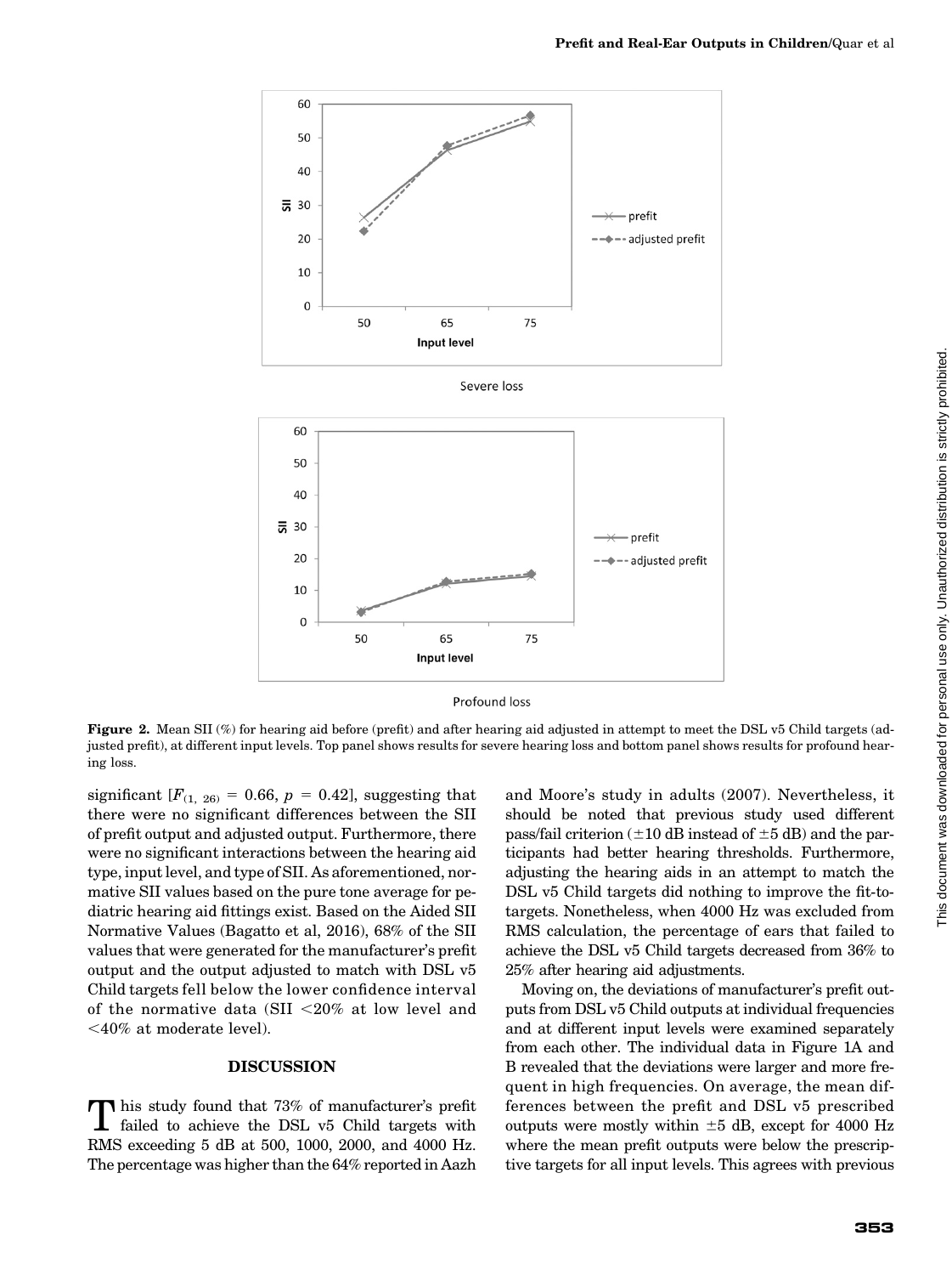Severe loss

Profound loss

**Figure 2.** Mean SII (%) for hearing aid before (prefit) and after hearing aid adjusted in attempt to meet the DSL v5 Child targets (adjusted prefit), at different input levels. Top panel shows results for severe hearing loss and bottom panel shows results for profound hearing loss.

significant [$F_{(1, 26)} = 0.66$, $p = 0.42$], suggesting that there were no significant differences between the SII of prefit output and adjusted output. Furthermore, there were no significant interactions between the hearing aid type, input level, and type of SII. As aforementioned, normative SII values based on the pure tone average for pediatric hearing aid fittings exist. Based on the Aided SII Normative Values (Bagatto et al, 2016), 68% of the SII values that were generated for the manufacturer's prefit output and the output adjusted to match with DSL v5 Child targets fell below the lower confidence interval of the normative data (SII <20% at low level and <40% at moderate level).

## DISCUSSION

This study found that 73% of manufacturer's prefit failed to achieve the DSL v5 Child targets with RMS exceeding 5 dB at 500, 1000, 2000, and 4000 Hz. The percentage was higher than the 64% reported in Aazh and Moore's study in adults (2007). Nevertheless, it should be noted that previous study used different pass/fail criterion (±10 dB instead of ±5 dB) and the participants had better hearing thresholds. Furthermore, adjusting the hearing aids in an attempt to match the DSL v5 Child targets did nothing to improve the fit-to-targets. Nonetheless, when 4000 Hz was excluded from RMS calculation, the percentage of ears that failed to achieve the DSL v5 Child targets decreased from 36% to 25% after hearing aid adjustments.

Moving on, the deviations of manufacturer's prefit outputs from DSL v5 Child outputs at individual frequencies and at different input levels were examined separately from each other. The individual data in Figure 1A and B revealed that the deviations were larger and more frequent in high frequencies. On average, the mean differences between the prefit and DSL v5 prescribed outputs were mostly within ±5 dB, except for 4000 Hz where the mean prefit outputs were below the prescriptive targets for all input levels. This agrees with previous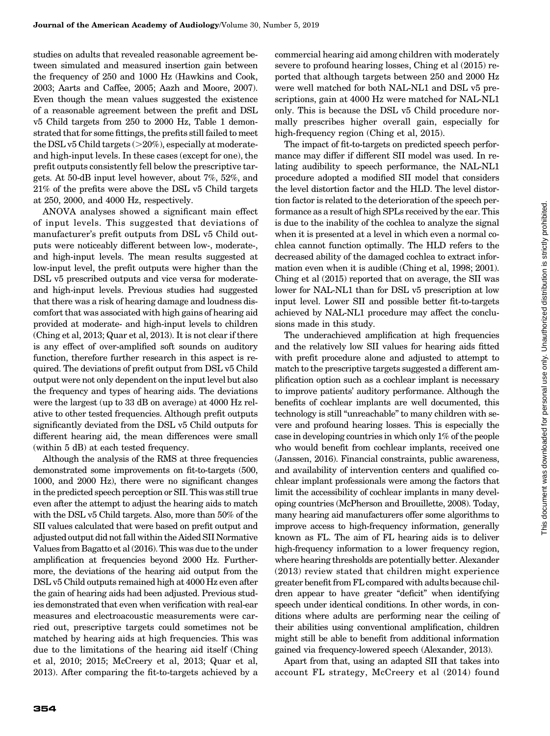studies on adults that revealed reasonable agreement between simulated and measured insertion gain between the frequency of 250 and 1000 Hz (Hawkins and Cook, 2003; Aarts and Caffee, 2005; Aazh and Moore, 2007). Even though the mean values suggested the existence of a reasonable agreement between the prefit and DSL v5 Child targets from 250 to 2000 Hz, Table 1 demonstrated that for some fittings, the prefits still failed to meet the DSL v5 Child targets (>20%), especially at moderate- and high-input levels. In these cases (except for one), the prefit outputs consistently fell below the prescriptive targets. At 50-dB input level however, about 7%, 52%, and 21% of the prefits were above the DSL v5 Child targets at 250, 2000, and 4000 Hz, respectively.

ANOVA analyses showed a significant main effect of input levels. This suggested that deviations of manufacturer's prefit outputs from DSL v5 Child outputs were noticeably different between low-, moderate-, and high-input levels. The mean results suggested at low-input level, the prefit outputs were higher than the DSL v5 prescribed outputs and vice versa for moderate- and high-input levels. Previous studies had suggested that there was a risk of hearing damage and loudness discomfort that was associated with high gains of hearing aid provided at moderate- and high-input levels to children (Ching et al, 2013; Quar et al, 2013). It is not clear if there is any effect of over-amplified soft sounds on auditory function, therefore further research in this aspect is required. The deviations of prefit output from DSL v5 Child output were not only dependent on the input level but also the frequency and types of hearing aids. The deviations were the largest (up to 33 dB on average) at 4000 Hz relative to other tested frequencies. Although prefit outputs significantly deviated from the DSL v5 Child outputs for different hearing aid, the mean differences were small (within 5 dB) at each tested frequency.

Although the analysis of the RMS at three frequencies demonstrated some improvements on fit-to-targets (500, 1000, and 2000 Hz), there were no significant changes in the predicted speech perception or SII. This was still true even after the attempt to adjust the hearing aids to match with the DSL v5 Child targets. Also, more than 50% of the SII values calculated that were based on prefit output and adjusted output did not fall within the Aided SII Normative Values from Bagatto et al (2016). This was due to the under amplification at frequencies beyond 2000 Hz. Furthermore, the deviations of the hearing aid output from the DSL v5 Child outputs remained high at 4000 Hz even after the gain of hearing aids had been adjusted. Previous studies demonstrated that even when verification with real-ear measures and electroacoustic measurements were carried out, prescriptive targets could sometimes not be matched by hearing aids at high frequencies. This was due to the limitations of the hearing aid itself (Ching et al, 2010; 2015; McCreery et al, 2013; Quar et al, 2013). After comparing the fit-to-targets achieved by a commercial hearing aid among children with moderately severe to profound hearing losses, Ching et al (2015) reported that although targets between 250 and 2000 Hz were well matched for both NAL-NL1 and DSL v5 prescriptions, gain at 4000 Hz were matched for NAL-NL1 only. This is because the DSL v5 Child procedure normally prescribes higher overall gain, especially for high-frequency region (Ching et al, 2015).

The impact of fit-to-targets on predicted speech performance may differ if different SII model was used. In relating audibility to speech performance, the NAL-NL1 procedure adopted a modified SII model that considers the level distortion factor and the HLD. The level distortion factor is related to the deterioration of the speech performance as a result of high SPLs received by the ear. This is due to the inability of the cochlea to analyze the signal when it is presented at a level in which even a normal cochlea cannot function optimally. The HLD refers to the decreased ability of the damaged cochlea to extract information even when it is audible (Ching et al, 1998; 2001). Ching et al (2015) reported that on average, the SII was lower for NAL-NL1 than for DSL v5 prescription at low input level. Lower SII and possible better fit-to-targets achieved by NAL-NL1 procedure may affect the conclusions made in this study.

The underachieved amplification at high frequencies and the relatively low SII values for hearing aids fitted with prefit procedure alone and adjusted to attempt to match to the prescriptive targets suggested a different amplification option such as a cochlear implant is necessary to improve patients' auditory performance. Although the benefits of cochlear implants are well documented, this technology is still "unreachable" to many children with severe and profound hearing losses. This is especially the case in developing countries in which only 1% of the people who would benefit from cochlear implants, received one (Janssen, 2016). Financial constraints, public awareness, and availability of intervention centers and qualified cochlear implant professionals were among the factors that limit the accessibility of cochlear implants in many developing countries (McPherson and Brouillette, 2008). Today, many hearing aid manufacturers offer some algorithms to improve access to high-frequency information, generally known as FL. The aim of FL hearing aids is to deliver high-frequency information to a lower frequency region, where hearing thresholds are potentially better. Alexander (2013) review stated that children might experience greater benefit from FL compared with adults because children appear to have greater "deficit" when identifying speech under identical conditions. In other words, in conditions where adults are performing near the ceiling of their abilities using conventional amplification, children might still be able to benefit from additional information gained via frequency-lowered speech (Alexander, 2013).

Apart from that, using an adapted SII that takes into account FL strategy, McCreery et al (2014) found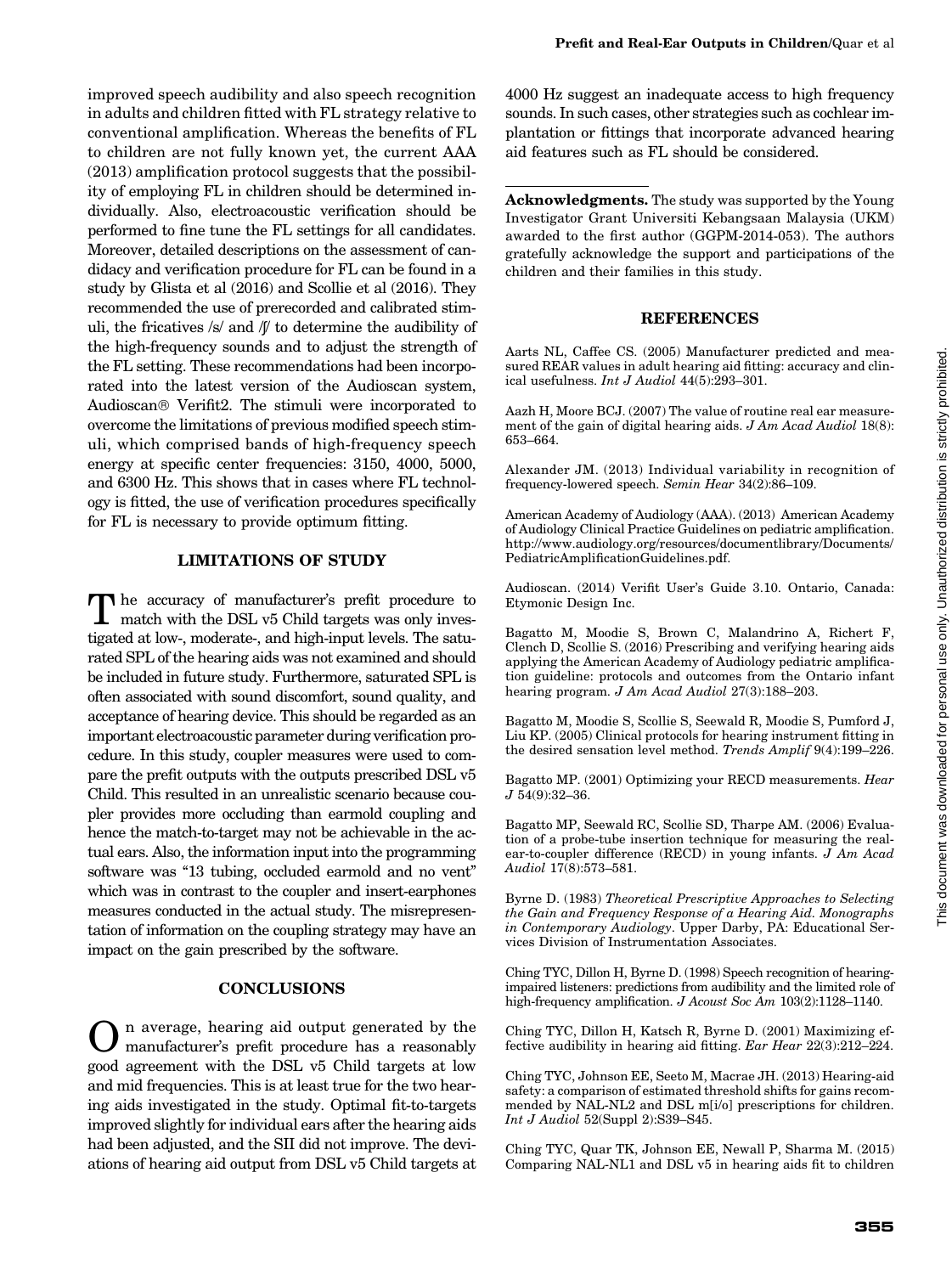improved speech audibility and also speech recognition in adults and children fitted with FL strategy relative to conventional amplification. Whereas the benefits of FL to children are not fully known yet, the current AAA (2013) amplification protocol suggests that the possibility of employing FL in children should be determined individually. Also, electroacoustic verification should be performed to fine tune the FL settings for all candidates. Moreover, detailed descriptions on the assessment of candidacy and verification procedure for FL can be found in a study by Glista et al (2016) and Scollie et al (2016). They recommended the use of prerecorded and calibrated stimuli, the fricatives /s/ and /ʃ/ to determine the audibility of the high-frequency sounds and to adjust the strength of the FL setting. These recommendations had been incorporated into the latest version of the Audioscan system, Audioscan® Verifit2. The stimuli were incorporated to overcome the limitations of previous modified speech stimuli, which comprised bands of high-frequency speech energy at specific center frequencies: 3150, 4000, 5000, and 6300 Hz. This shows that in cases where FL technology is fitted, the use of verification procedures specifically for FL is necessary to provide optimum fitting.

## LIMITATIONS OF STUDY

The accuracy of manufacturer's prefit procedure to match with the DSL v5 Child targets was only investigated at low-, moderate-, and high-input levels. The saturated SPL of the hearing aids was not examined and should be included in future study. Furthermore, saturated SPL is often associated with sound discomfort, sound quality, and acceptance of hearing device. This should be regarded as an important electroacoustic parameter during verification procedure. In this study, coupler measures were used to compare the prefit outputs with the outputs prescribed DSL v5 Child. This resulted in an unrealistic scenario because coupler provides more occluding than earmold coupling and hence the match-to-target may not be achievable in the actual ears. Also, the information input into the programming software was "13 tubing, occluded earmold and no vent" which was in contrast to the coupler and insert-earphones measures conducted in the actual study. The misrepresentation of information on the coupling strategy may have an impact on the gain prescribed by the software.

## CONCLUSIONS

On average, hearing aid output generated by the manufacturer's prefit procedure has a reasonably good agreement with the DSL v5 Child targets at low and mid frequencies. This is at least true for the two hearing aids investigated in the study. Optimal fit-to-targets improved slightly for individual ears after the hearing aids had been adjusted, and the SII did not improve. The deviations of hearing aid output from DSL v5 Child targets at 4000 Hz suggest an inadequate access to high frequency sounds. In such cases, other strategies such as cochlear implantation or fittings that incorporate advanced hearing aid features such as FL should be considered.

---

**Acknowledgments.** The study was supported by the Young Investigator Grant Universiti Kebangsaan Malaysia (UKM) awarded to the first author (GGPM-2014-053). The authors gratefully acknowledge the support and participations of the children and their families in this study.

## REFERENCES

Aarts NL, Caffee CS. (2005) Manufacturer predicted and measured REAR values in adult hearing aid fitting: accuracy and clinical usefulness. *Int J Audiol* 44(5):293–301.

Aazh H, Moore BCJ. (2007) The value of routine real ear measurement of the gain of digital hearing aids. *J Am Acad Audiol* 18(8): 653–664.

Alexander JM. (2013) Individual variability in recognition of frequency-lowered speech. *Semin Hear* 34(2):86–109.

American Academy of Audiology (AAA). (2013) American Academy of Audiology Clinical Practice Guidelines on pediatric amplification. http://www.audiology.org/resources/documentlibrary/Documents/PediatricAmplificationGuidelines.pdf.

Audioscan. (2014) Verifit User's Guide 3.10. Ontario, Canada: Etymonic Design Inc.

Bagatto M, Moodie S, Brown C, Malandrino A, Richert F, Clench D, Scollie S. (2016) Prescribing and verifying hearing aids applying the American Academy of Audiology pediatric amplification guideline: protocols and outcomes from the Ontario infant hearing program. *J Am Acad Audiol* 27(3):188–203.

Bagatto M, Moodie S, Scollie S, Seewald R, Moodie S, Pumford J, Liu KP. (2005) Clinical protocols for hearing instrument fitting in the desired sensation level method. *Trends Amplif* 9(4):199–226.

Bagatto MP. (2001) Optimizing your RECD measurements. *Hear J* 54(9):32–36.

Bagatto MP, Seewald RC, Scollie SD, Tharpe AM. (2006) Evaluation of a probe-tube insertion technique for measuring the real-ear-to-coupler difference (RECD) in young infants. *J Am Acad Audiol* 17(8):573–581.

Byrne D. (1983) *Theoretical Prescriptive Approaches to Selecting the Gain and Frequency Response of a Hearing Aid. Monographs in Contemporary Audiology*. Upper Darby, PA: Educational Services Division of Instrumentation Associates.

Ching TYC, Dillon H, Byrne D. (1998) Speech recognition of hearing-impaired listeners: predictions from audibility and the limited role of high-frequency amplification. *J Acoust Soc Am* 103(2):1128–1140.

Ching TYC, Dillon H, Katsch R, Byrne D. (2001) Maximizing effective audibility in hearing aid fitting. *Ear Hear* 22(3):212–224.

Ching TYC, Johnson EE, Seeto M, Macrae JH. (2013) Hearing-aid safety: a comparison of estimated threshold shifts for gains recommended by NAL-NL2 and DSL m[i/o] prescriptions for children. *Int J Audiol* 52(Suppl 2):S39–S45.

Ching TYC, Quar TK, Johnson EE, Newall P, Sharma M. (2015) Comparing NAL-NL1 and DSL v5 in hearing aids fit to children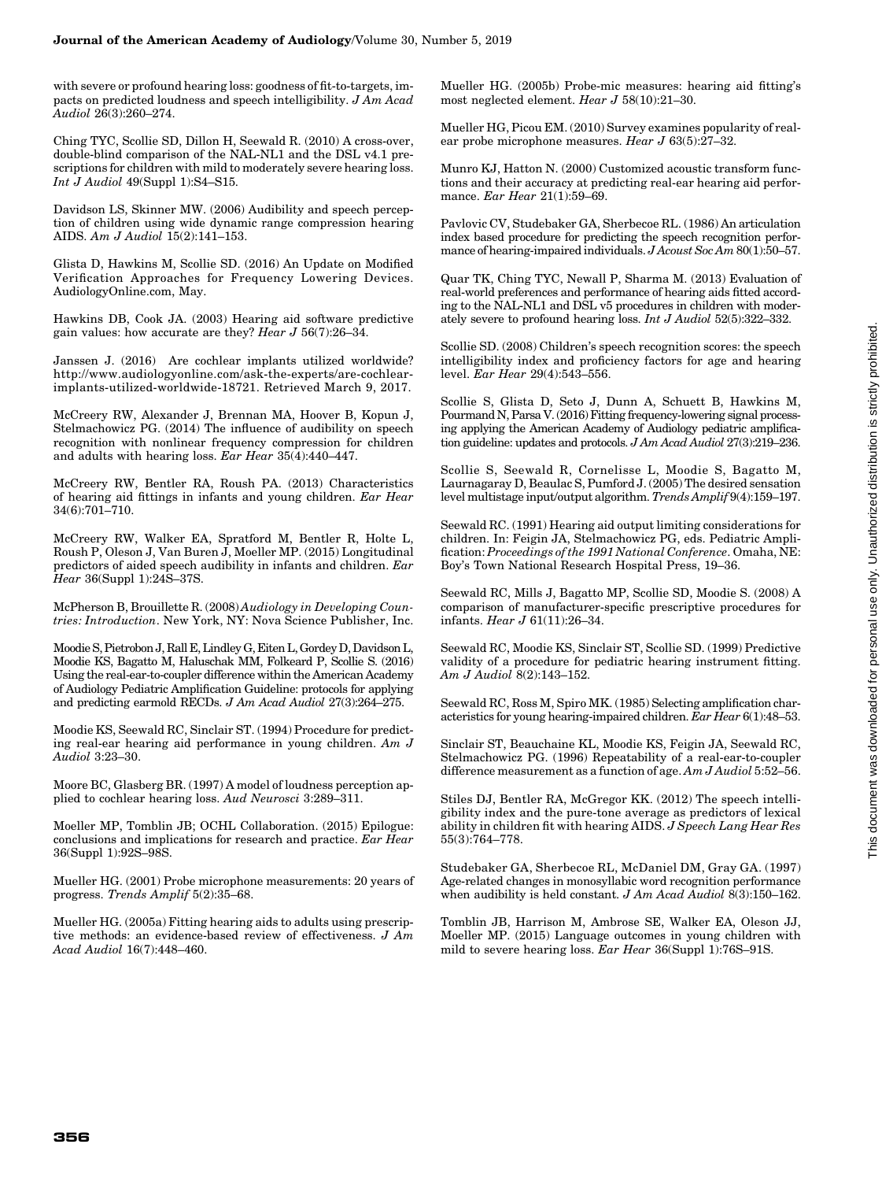with severe or profound hearing loss: goodness of fit-to-targets, impacts on predicted loudness and speech intelligibility. *J Am Acad Audiol* 26(3):260–274.

Ching TYC, Scollie SD, Dillon H, Seewald R. (2010) A cross-over, double-blind comparison of the NAL-NL1 and the DSL v4.1 prescriptions for children with mild to moderately severe hearing loss. *Int J Audiol* 49(Suppl 1):S4–S15.

Davidson LS, Skinner MW. (2006) Audibility and speech perception of children using wide dynamic range compression hearing AIDS. *Am J Audiol* 15(2):141–153.

Glista D, Hawkins M, Scollie SD. (2016) An Update on Modified Verification Approaches for Frequency Lowering Devices. AudiologyOnline.com, May.

Hawkins DB, Cook JA. (2003) Hearing aid software predictive gain values: how accurate are they? *Hear J* 56(7):26–34.

Janssen J. (2016) Are cochlear implants utilized worldwide? http://www.audiologyonline.com/ask-the-experts/are-cochlear-implants-utilized-worldwide-18721. Retrieved March 9, 2017.

McCreery RW, Alexander J, Brennan MA, Hoover B, Kopun J, Stelmachowicz PG. (2014) The influence of audibility on speech recognition with nonlinear frequency compression for children and adults with hearing loss. *Ear Hear* 35(4):440–447.

McCreery RW, Bentler RA, Roush PA. (2013) Characteristics of hearing aid fittings in infants and young children. *Ear Hear* 34(6):701–710.

McCreery RW, Walker EA, Spratford M, Bentler R, Holte L, Roush P, Oleson J, Van Buren J, Moeller MP. (2015) Longitudinal predictors of aided speech audibility in infants and children. *Ear Hear* 36(Suppl 1):24S–37S.

McPherson B, Brouillette R. (2008) *Audiology in Developing Countries: Introduction*. New York, NY: Nova Science Publisher, Inc.

Moodie S, Pietrobon J, Rall E, Lindley G, Eiten L, Gordey D, Davidson L, Moodie KS, Bagatto M, Haluschak MM, Folkeard P, Scollie S. (2016) Using the real-ear-to-coupler difference within the American Academy of Audiology Pediatric Amplification Guideline: protocols for applying and predicting earmold RECDs. *J Am Acad Audiol* 27(3):264–275.

Moodie KS, Seewald RC, Sinclair ST. (1994) Procedure for predicting real-ear hearing aid performance in young children. *Am J Audiol* 3:23–30.

Moore BC, Glasberg BR. (1997) A model of loudness perception applied to cochlear hearing loss. *Aud Neurosci* 3:289–311.

Moeller MP, Tomblin JB; OCHL Collaboration. (2015) Epilogue: conclusions and implications for research and practice. *Ear Hear* 36(Suppl 1):92S–98S.

Mueller HG. (2001) Probe microphone measurements: 20 years of progress. *Trends Amplif* 5(2):35–68.

Mueller HG. (2005a) Fitting hearing aids to adults using prescriptive methods: an evidence-based review of effectiveness. *J Am Acad Audiol* 16(7):448–460.

Mueller HG. (2005b) Probe-mic measures: hearing aid fitting's most neglected element. *Hear J* 58(10):21–30.

Mueller HG, Picou EM. (2010) Survey examines popularity of real-ear probe microphone measures. *Hear J* 63(5):27–32.

Munro KJ, Hatton N. (2000) Customized acoustic transform functions and their accuracy at predicting real-ear hearing aid performance. *Ear Hear* 21(1):59–69.

Pavlovic CV, Studebaker GA, Sherbecoe RL. (1986) An articulation index based procedure for predicting the speech recognition performance of hearing-impaired individuals. *J Acoust Soc Am* 80(1):50–57.

Quar TK, Ching TYC, Newall P, Sharma M. (2013) Evaluation of real-world preferences and performance of hearing aids fitted according to the NAL-NL1 and DSL v5 procedures in children with moderately severe to profound hearing loss. *Int J Audiol* 52(5):322–332.

Scollie SD. (2008) Children's speech recognition scores: the speech intelligibility index and proficiency factors for age and hearing level. *Ear Hear* 29(4):543–556.

Scollie S, Glista D, Seto J, Dunn A, Schuett B, Hawkins M, Pourmand N, Parsa V. (2016) Fitting frequency-lowering signal processing applying the American Academy of Audiology pediatric amplification guideline: updates and protocols. *J Am Acad Audiol* 27(3):219–236.

Scollie S, Seewald R, Cornelisse L, Moodie S, Bagatto M, Laurnagaray D, Beaulac S, Pumford J. (2005) The desired sensation level multistage input/output algorithm. *Trends Amplif* 9(4):159–197.

Seewald RC. (1991) Hearing aid output limiting considerations for children. In: Feigin JA, Stelmachowicz PG, eds. Pediatric Amplification: *Proceedings of the 1991 National Conference*. Omaha, NE: Boy's Town National Research Hospital Press, 19–36.

Seewald RC, Mills J, Bagatto MP, Scollie SD, Moodie S. (2008) A comparison of manufacturer-specific prescriptive procedures for infants. *Hear J* 61(11):26–34.

Seewald RC, Moodie KS, Sinclair ST, Scollie SD. (1999) Predictive validity of a procedure for pediatric hearing instrument fitting. *Am J Audiol* 8(2):143–152.

Seewald RC, Ross M, Spiro MK. (1985) Selecting amplification characteristics for young hearing-impaired children. *Ear Hear* 6(1):48–53.

Sinclair ST, Beauchaine KL, Moodie KS, Feigin JA, Seewald RC, Stelmachowicz PG. (1996) Repeatability of a real-ear-to-coupler difference measurement as a function of age. *Am J Audiol* 5:52–56.

Stiles DJ, Bentler RA, McGregor KK. (2012) The speech intelligibility index and the pure-tone average as predictors of lexical ability in children fit with hearing AIDS. *J Speech Lang Hear Res* 55(3):764–778.

Studebaker GA, Sherbecoe RL, McDaniel DM, Gray GA. (1997) Age-related changes in monosyllabic word recognition performance when audibility is held constant. *J Am Acad Audiol* 8(3):150–162.

Tomblin JB, Harrison M, Ambrose SE, Walker EA, Oleson JJ, Moeller MP. (2015) Language outcomes in young children with mild to severe hearing loss. *Ear Hear* 36(Suppl 1):76S–91S.